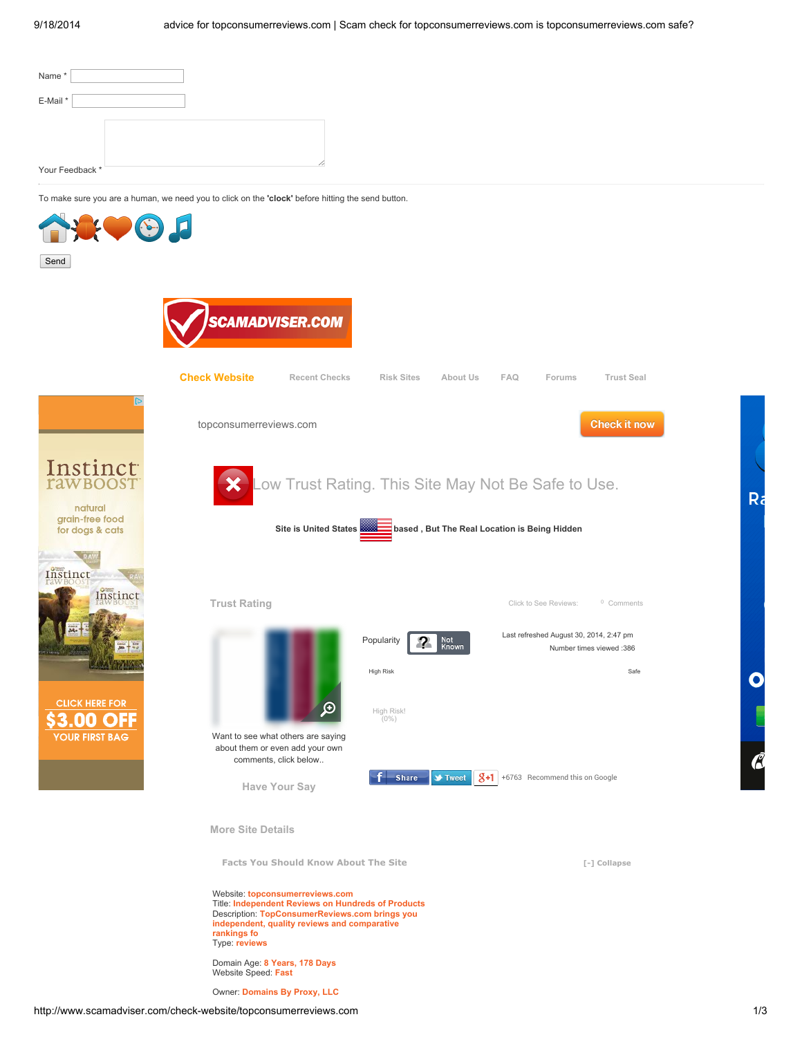Name *

E-Mail *

Your Feedback *

To make sure you are a human, we need you to click on the **'clock'** before hitting the send button.

Send

SCAMADVISER.COM

**Check Website** | Recent Checks | Risk Sites | About Us | FAQ | Forums | Trust Seal

Instinct rawBOOST natural grain-free food for dogs & cats

CLICK HERE FOR $3.00 OFF YOUR FIRST BAG

topconsumerreviews.com

Check it now

# Low Trust Rating. This Site May Not Be Safe to Use.

**Site is United States based , But The Real Location is Being Hidden**

## Trust Rating

Click to See Reviews: 0 Comments

Popularity Not Known

Last refreshed August 30, 2014, 2:47 pm

Number times viewed :386

High Risk Safe

High Risk! (0%)

Want to see what others are saying about them or even add your own comments, click below..

Have Your Say

Share Tweet +1 +6763 Recommend this on Google

## More Site Details

### Facts You Should Know About The Site

[-] Collapse

Website: **topconsumerreviews.com**
Title: **Independent Reviews on Hundreds of Products**
Description: **TopConsumerReviews.com brings you independent, quality reviews and comparative rankings fo**
Type: **reviews**

Domain Age: **8 Years, 178 Days**
Website Speed: **Fast**

Owner: **Domains By Proxy, LLC**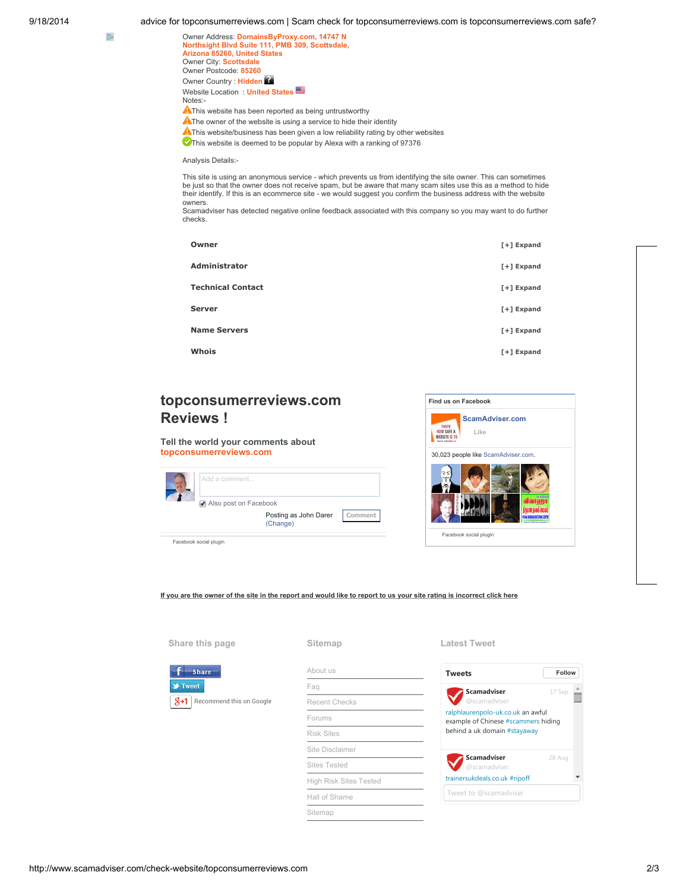Owner Address: **DomainsByProxy.com, 14747 N Northsight Blvd Suite 111, PMB 309, Scottsdale, Arizona 85260, United States**
Owner City: **Scottsdale**
Owner Postcode: **85260**
Owner Country : **Hidden**
Website Location : **United States**
Notes:-

- This website has been reported as being untrustworthy
- The owner of the website is using a service to hide their identity
- This website/business has been given a low reliability rating by other websites
- This website is deemed to be popular by Alexa with a ranking of 97376

Analysis Details:-

This site is using an anonymous service - which prevents us from identifying the site owner. This can sometimes be just so that the owner does not receive spam, but be aware that many scam sites use this as a method to hide their identify. If this is an ecommerce site - we would suggest you confirm the business address with the website owners.
Scamadviser has detected negative online feedback associated with this company so you may want to do further checks.

| | |
|---|---|
| **Owner** | [+] Expand |
| **Administrator** | [+] Expand |
| **Technical Contact** | [+] Expand |
| **Server** | [+] Expand |
| **Name Servers** | [+] Expand |
| **Whois** | [+] Expand |

## topconsumerreviews.com Reviews !

### Tell the world your comments about topconsumerreviews.com

Add a comment...

Also post on Facebook

Posting as John Darer (Change) Comment

Facebook social plugin

Find us on Facebook

ScamAdviser.com

Like

30,023 people like ScamAdviser.com.

Facebook social plugin

If you are the owner of the site in the report and would like to report to us your site rating is incorrect click here

### Share this page

Share
Tweet
+1 Recommend this on Google

### Sitemap

- About us
- Faq
- Recent Checks
- Forums
- Risk Sites
- Site Disclaimer
- Sites Tested
- High Risk Sites Tested
- Hall of Shame
- Sitemap

### Latest Tweet

Tweets Follow

Scamadviser @scamadviser 17 Sep
ralphlaurenpolo-uk.co.uk an awful example of Chinese #scammers hiding behind a uk domain #stayaway

Scamadviser @scamadviser 28 Aug
trainersukdeals.co.uk #ripoff

Tweet to @scamadviser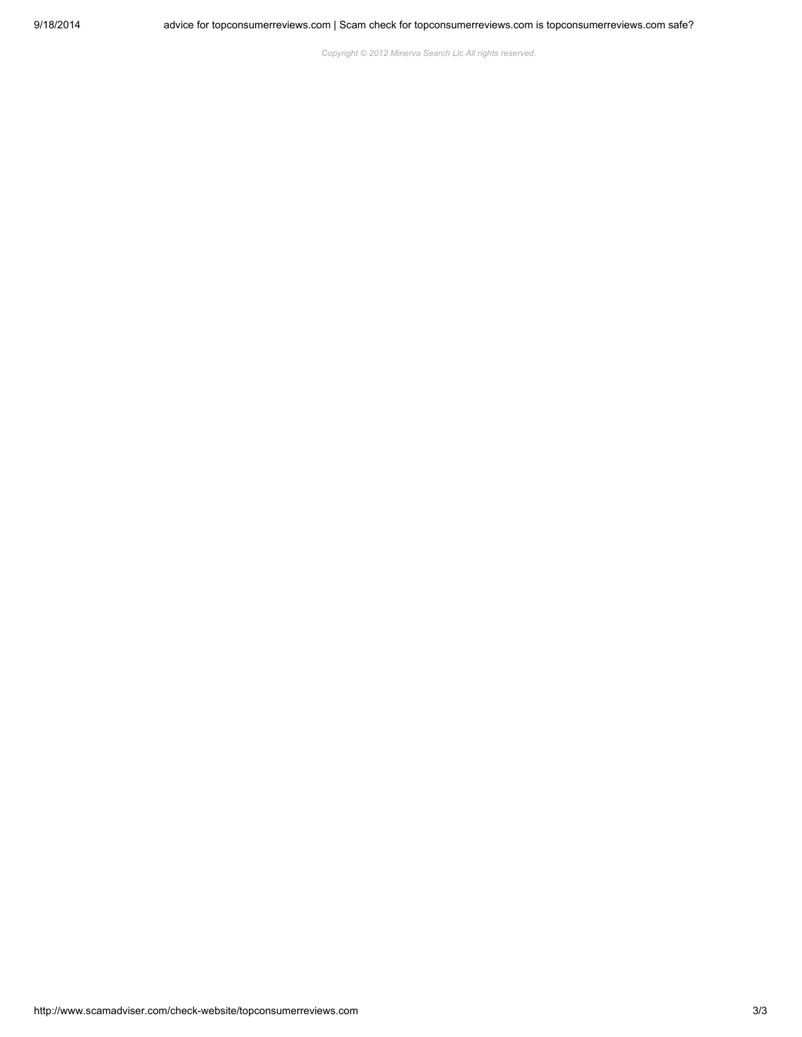*Copyright © 2012 Minerva Search Llc All rights reserved.*